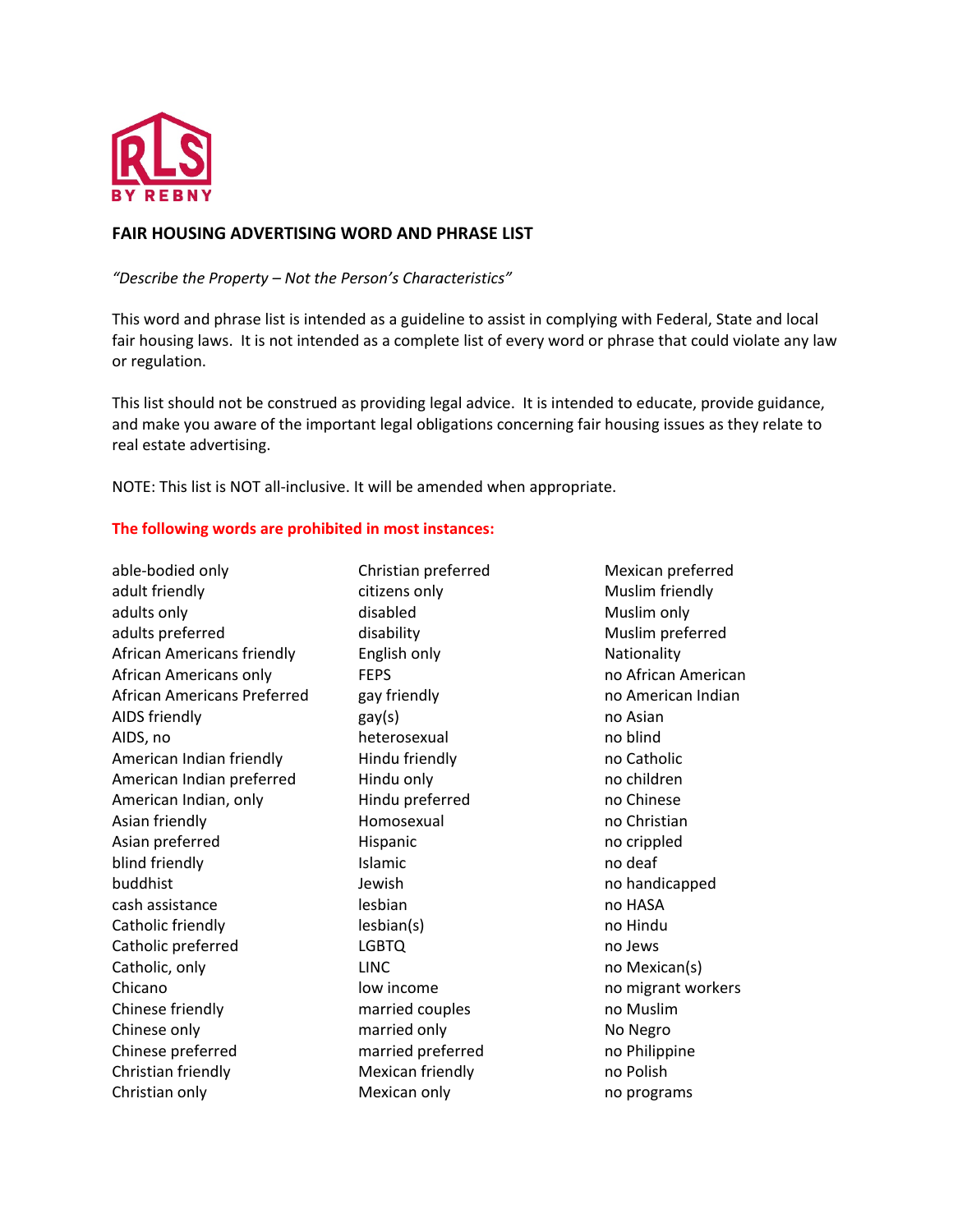RLS BY REBNY

## FAIR HOUSING ADVERTISING WORD AND PHRASE LIST

*"Describe the Property – Not the Person's Characteristics"*

This word and phrase list is intended as a guideline to assist in complying with Federal, State and local fair housing laws. It is not intended as a complete list of every word or phrase that could violate any law or regulation.

This list should not be construed as providing legal advice. It is intended to educate, provide guidance, and make you aware of the important legal obligations concerning fair housing issues as they relate to real estate advertising.

NOTE: This list is NOT all-inclusive. It will be amended when appropriate.

**The following words are prohibited in most instances:**

able-bodied only
adult friendly
adults only
adults preferred
African Americans friendly
African Americans only
African Americans Preferred
AIDS friendly
AIDS, no
American Indian friendly
American Indian preferred
American Indian, only
Asian friendly
Asian preferred
blind friendly
buddhist
cash assistance
Catholic friendly
Catholic preferred
Catholic, only
Chicano
Chinese friendly
Chinese only
Chinese preferred
Christian friendly
Christian only
Christian preferred
citizens only
disabled
disability
English only
FEPS
gay friendly
gay(s)
heterosexual
Hindu friendly
Hindu only
Hindu preferred
Homosexual
Hispanic
Islamic
Jewish
lesbian
lesbian(s)
LGBTQ
LINC
low income
married couples
married only
married preferred
Mexican friendly
Mexican only
Mexican preferred
Muslim friendly
Muslim only
Muslim preferred
Nationality
no African American
no American Indian
no Asian
no blind
no Catholic
no children
no Chinese
no Christian
no crippled
no deaf
no handicapped
no HASA
no Hindu
no Jews
no Mexican(s)
no migrant workers
no Muslim
No Negro
no Philippine
no Polish
no programs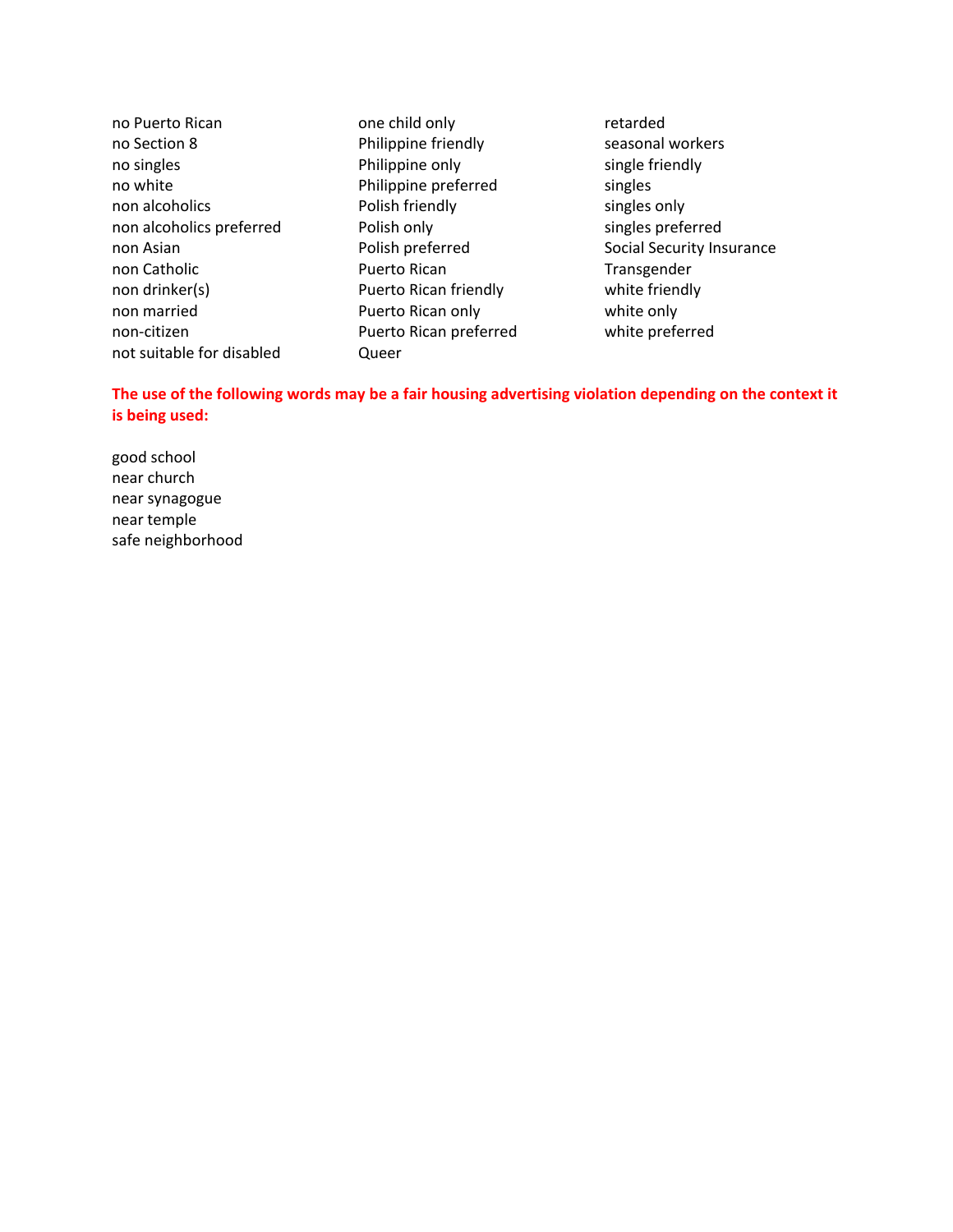no Puerto Rican
no Section 8
no singles
no white
non alcoholics
non alcoholics preferred
non Asian
non Catholic
non drinker(s)
non married
non-citizen
not suitable for disabled
one child only
Philippine friendly
Philippine only
Philippine preferred
Polish friendly
Polish only
Polish preferred
Puerto Rican
Puerto Rican friendly
Puerto Rican only
Puerto Rican preferred
Queer
retarded
seasonal workers
single friendly
singles
singles only
singles preferred
Social Security Insurance
Transgender
white friendly
white only
white preferred

**The use of the following words may be a fair housing advertising violation depending on the context it is being used:**

good school
near church
near synagogue
near temple
safe neighborhood